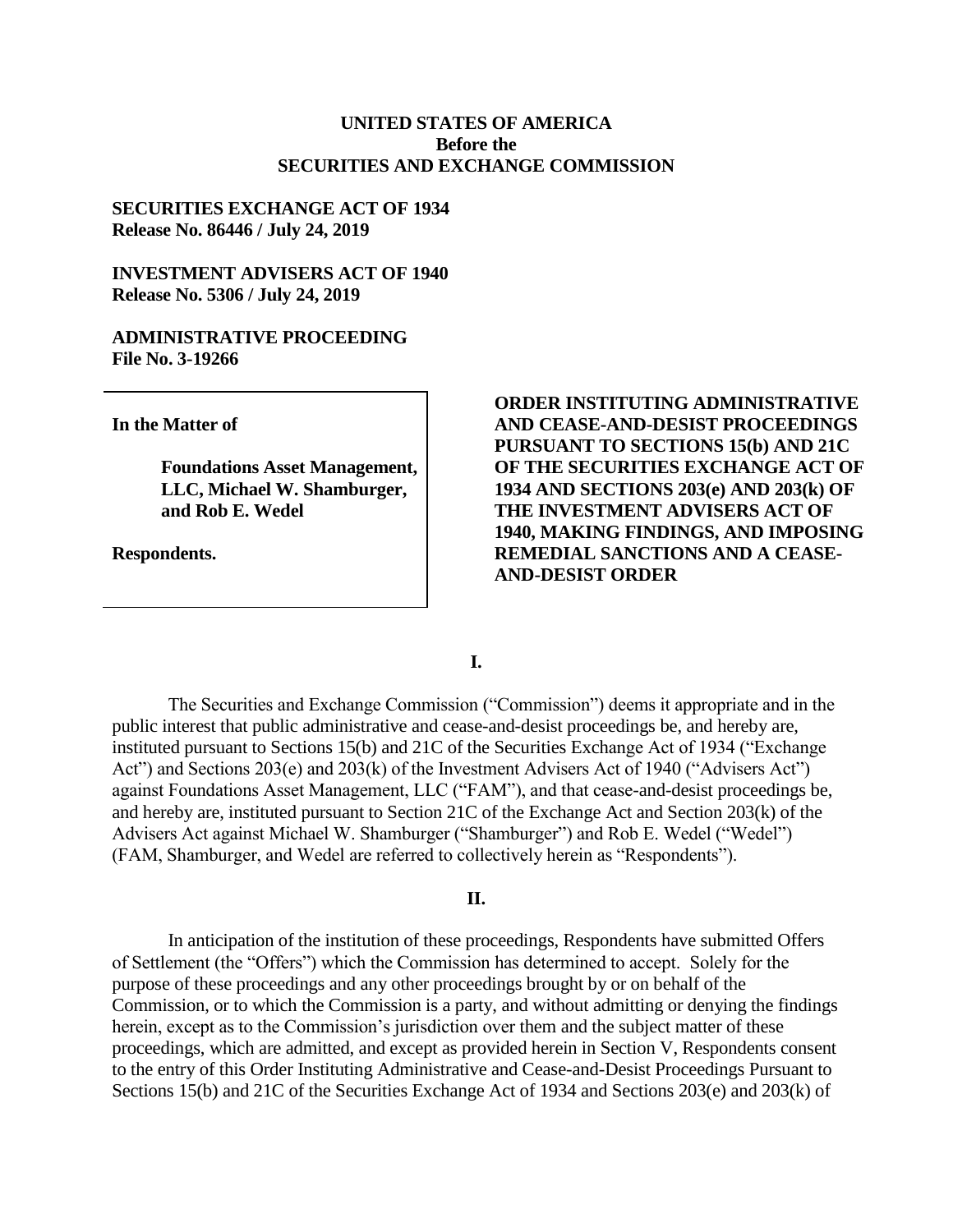**UNITED STATES OF AMERICA**
**Before the**
**SECURITIES AND EXCHANGE COMMISSION**

**SECURITIES EXCHANGE ACT OF 1934**
**Release No. 86446 / July 24, 2019**

**INVESTMENT ADVISERS ACT OF 1940**
**Release No. 5306 / July 24, 2019**

**ADMINISTRATIVE PROCEEDING**
**File No. 3-19266**

**In the Matter of**

**Foundations Asset Management, LLC, Michael W. Shamburger, and Rob E. Wedel**

**Respondents.**

**ORDER INSTITUTING ADMINISTRATIVE AND CEASE-AND-DESIST PROCEEDINGS PURSUANT TO SECTIONS 15(b) AND 21C OF THE SECURITIES EXCHANGE ACT OF 1934 AND SECTIONS 203(e) AND 203(k) OF THE INVESTMENT ADVISERS ACT OF 1940, MAKING FINDINGS, AND IMPOSING REMEDIAL SANCTIONS AND A CEASE-AND-DESIST ORDER**

## I.

The Securities and Exchange Commission ("Commission") deems it appropriate and in the public interest that public administrative and cease-and-desist proceedings be, and hereby are, instituted pursuant to Sections 15(b) and 21C of the Securities Exchange Act of 1934 ("Exchange Act") and Sections 203(e) and 203(k) of the Investment Advisers Act of 1940 ("Advisers Act") against Foundations Asset Management, LLC ("FAM"), and that cease-and-desist proceedings be, and hereby are, instituted pursuant to Section 21C of the Exchange Act and Section 203(k) of the Advisers Act against Michael W. Shamburger ("Shamburger") and Rob E. Wedel ("Wedel") (FAM, Shamburger, and Wedel are referred to collectively herein as "Respondents").

## II.

In anticipation of the institution of these proceedings, Respondents have submitted Offers of Settlement (the "Offers") which the Commission has determined to accept. Solely for the purpose of these proceedings and any other proceedings brought by or on behalf of the Commission, or to which the Commission is a party, and without admitting or denying the findings herein, except as to the Commission's jurisdiction over them and the subject matter of these proceedings, which are admitted, and except as provided herein in Section V, Respondents consent to the entry of this Order Instituting Administrative and Cease-and-Desist Proceedings Pursuant to Sections 15(b) and 21C of the Securities Exchange Act of 1934 and Sections 203(e) and 203(k) of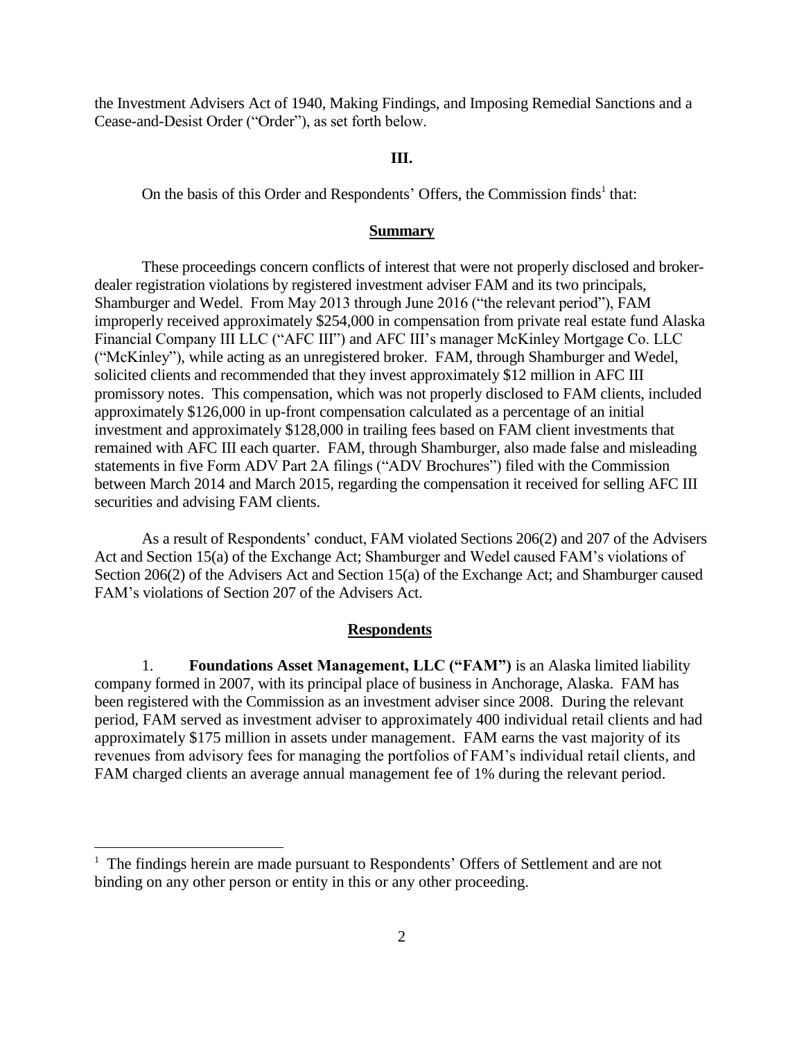the Investment Advisers Act of 1940, Making Findings, and Imposing Remedial Sanctions and a Cease-and-Desist Order ("Order"), as set forth below.

## III.

On the basis of this Order and Respondents' Offers, the Commission finds[1] that:

### Summary

These proceedings concern conflicts of interest that were not properly disclosed and broker-dealer registration violations by registered investment adviser FAM and its two principals, Shamburger and Wedel. From May 2013 through June 2016 ("the relevant period"), FAM improperly received approximately $254,000 in compensation from private real estate fund Alaska Financial Company III LLC ("AFC III") and AFC III's manager McKinley Mortgage Co. LLC ("McKinley"), while acting as an unregistered broker. FAM, through Shamburger and Wedel, solicited clients and recommended that they invest approximately $12 million in AFC III promissory notes. This compensation, which was not properly disclosed to FAM clients, included approximately $126,000 in up-front compensation calculated as a percentage of an initial investment and approximately $128,000 in trailing fees based on FAM client investments that remained with AFC III each quarter. FAM, through Shamburger, also made false and misleading statements in five Form ADV Part 2A filings ("ADV Brochures") filed with the Commission between March 2014 and March 2015, regarding the compensation it received for selling AFC III securities and advising FAM clients.

As a result of Respondents' conduct, FAM violated Sections 206(2) and 207 of the Advisers Act and Section 15(a) of the Exchange Act; Shamburger and Wedel caused FAM's violations of Section 206(2) of the Advisers Act and Section 15(a) of the Exchange Act; and Shamburger caused FAM's violations of Section 207 of the Advisers Act.

### Respondents

1. **Foundations Asset Management, LLC ("FAM")** is an Alaska limited liability company formed in 2007, with its principal place of business in Anchorage, Alaska. FAM has been registered with the Commission as an investment adviser since 2008. During the relevant period, FAM served as investment adviser to approximately 400 individual retail clients and had approximately $175 million in assets under management. FAM earns the vast majority of its revenues from advisory fees for managing the portfolios of FAM's individual retail clients, and FAM charged clients an average annual management fee of 1% during the relevant period.

[1] The findings herein are made pursuant to Respondents' Offers of Settlement and are not binding on any other person or entity in this or any other proceeding.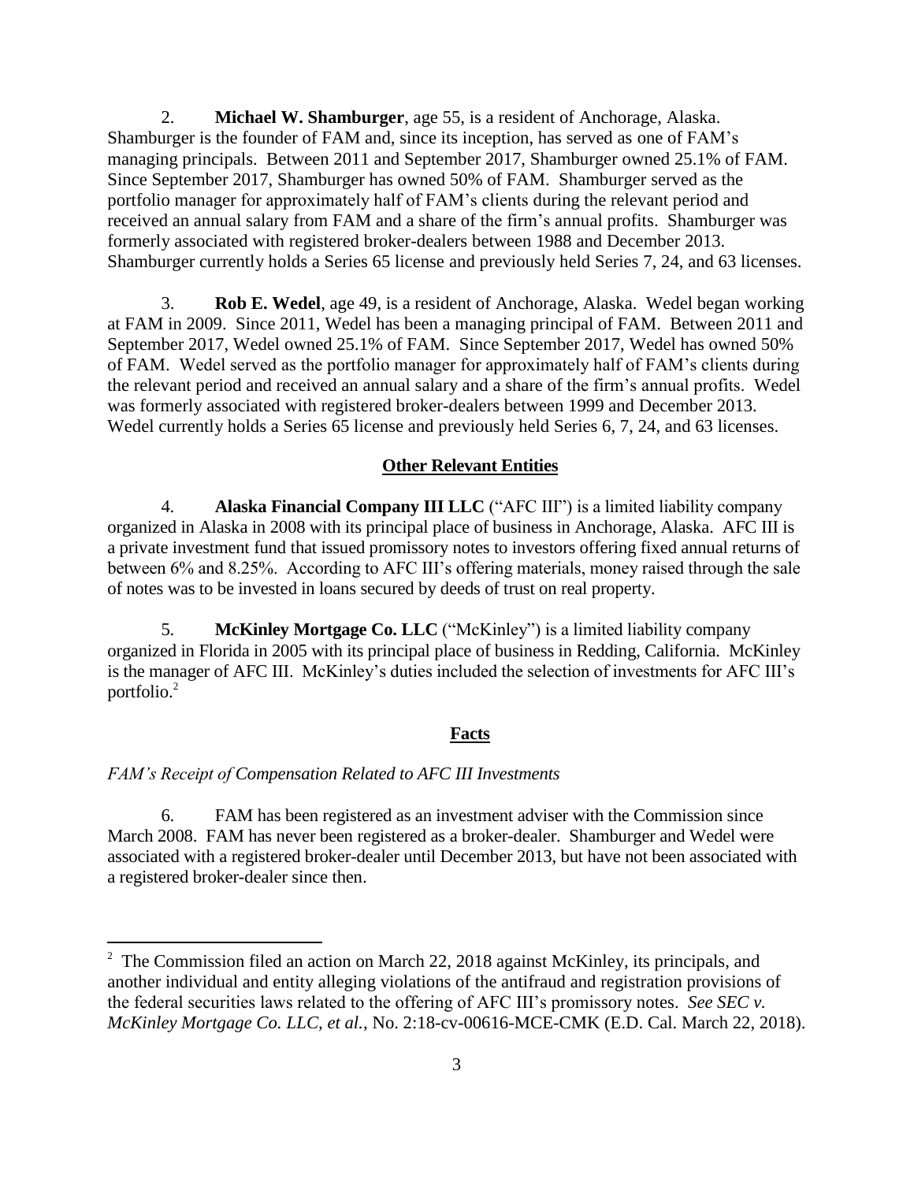2. **Michael W. Shamburger**, age 55, is a resident of Anchorage, Alaska. Shamburger is the founder of FAM and, since its inception, has served as one of FAM's managing principals. Between 2011 and September 2017, Shamburger owned 25.1% of FAM. Since September 2017, Shamburger has owned 50% of FAM. Shamburger served as the portfolio manager for approximately half of FAM's clients during the relevant period and received an annual salary from FAM and a share of the firm's annual profits. Shamburger was formerly associated with registered broker-dealers between 1988 and December 2013. Shamburger currently holds a Series 65 license and previously held Series 7, 24, and 63 licenses.

3. **Rob E. Wedel**, age 49, is a resident of Anchorage, Alaska. Wedel began working at FAM in 2009. Since 2011, Wedel has been a managing principal of FAM. Between 2011 and September 2017, Wedel owned 25.1% of FAM. Since September 2017, Wedel has owned 50% of FAM. Wedel served as the portfolio manager for approximately half of FAM's clients during the relevant period and received an annual salary and a share of the firm's annual profits. Wedel was formerly associated with registered broker-dealers between 1999 and December 2013. Wedel currently holds a Series 65 license and previously held Series 6, 7, 24, and 63 licenses.

## Other Relevant Entities

4. **Alaska Financial Company III LLC** ("AFC III") is a limited liability company organized in Alaska in 2008 with its principal place of business in Anchorage, Alaska. AFC III is a private investment fund that issued promissory notes to investors offering fixed annual returns of between 6% and 8.25%. According to AFC III's offering materials, money raised through the sale of notes was to be invested in loans secured by deeds of trust on real property.

5. **McKinley Mortgage Co. LLC** ("McKinley") is a limited liability company organized in Florida in 2005 with its principal place of business in Redding, California. McKinley is the manager of AFC III. McKinley's duties included the selection of investments for AFC III's portfolio.[2]

## Facts

*FAM's Receipt of Compensation Related to AFC III Investments*

6. FAM has been registered as an investment adviser with the Commission since March 2008. FAM has never been registered as a broker-dealer. Shamburger and Wedel were associated with a registered broker-dealer until December 2013, but have not been associated with a registered broker-dealer since then.

[2] The Commission filed an action on March 22, 2018 against McKinley, its principals, and another individual and entity alleging violations of the antifraud and registration provisions of the federal securities laws related to the offering of AFC III's promissory notes. *See SEC v. McKinley Mortgage Co. LLC, et al.*, No. 2:18-cv-00616-MCE-CMK (E.D. Cal. March 22, 2018).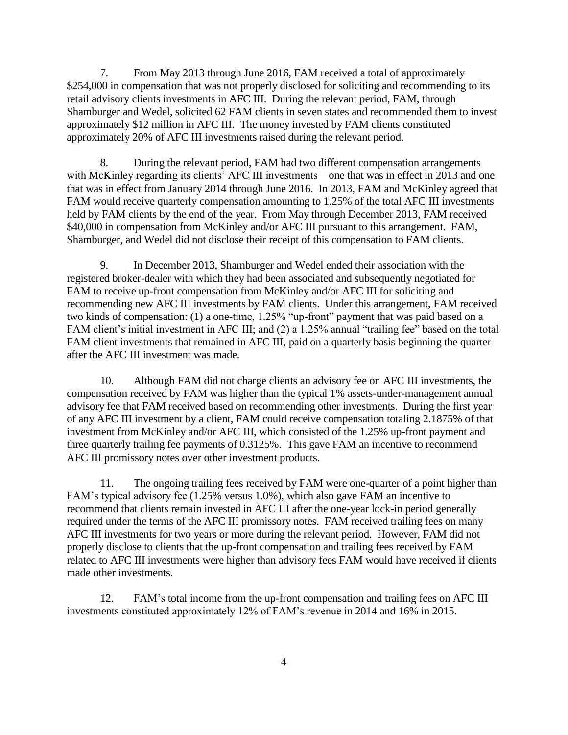7. From May 2013 through June 2016, FAM received a total of approximately \$254,000 in compensation that was not properly disclosed for soliciting and recommending to its retail advisory clients investments in AFC III. During the relevant period, FAM, through Shamburger and Wedel, solicited 62 FAM clients in seven states and recommended them to invest approximately \$12 million in AFC III. The money invested by FAM clients constituted approximately 20% of AFC III investments raised during the relevant period.

8. During the relevant period, FAM had two different compensation arrangements with McKinley regarding its clients' AFC III investments—one that was in effect in 2013 and one that was in effect from January 2014 through June 2016. In 2013, FAM and McKinley agreed that FAM would receive quarterly compensation amounting to 1.25% of the total AFC III investments held by FAM clients by the end of the year. From May through December 2013, FAM received \$40,000 in compensation from McKinley and/or AFC III pursuant to this arrangement. FAM, Shamburger, and Wedel did not disclose their receipt of this compensation to FAM clients.

9. In December 2013, Shamburger and Wedel ended their association with the registered broker-dealer with which they had been associated and subsequently negotiated for FAM to receive up-front compensation from McKinley and/or AFC III for soliciting and recommending new AFC III investments by FAM clients. Under this arrangement, FAM received two kinds of compensation: (1) a one-time, 1.25% "up-front" payment that was paid based on a FAM client's initial investment in AFC III; and (2) a 1.25% annual "trailing fee" based on the total FAM client investments that remained in AFC III, paid on a quarterly basis beginning the quarter after the AFC III investment was made.

10. Although FAM did not charge clients an advisory fee on AFC III investments, the compensation received by FAM was higher than the typical 1% assets-under-management annual advisory fee that FAM received based on recommending other investments. During the first year of any AFC III investment by a client, FAM could receive compensation totaling 2.1875% of that investment from McKinley and/or AFC III, which consisted of the 1.25% up-front payment and three quarterly trailing fee payments of 0.3125%. This gave FAM an incentive to recommend AFC III promissory notes over other investment products.

11. The ongoing trailing fees received by FAM were one-quarter of a point higher than FAM's typical advisory fee (1.25% versus 1.0%), which also gave FAM an incentive to recommend that clients remain invested in AFC III after the one-year lock-in period generally required under the terms of the AFC III promissory notes. FAM received trailing fees on many AFC III investments for two years or more during the relevant period. However, FAM did not properly disclose to clients that the up-front compensation and trailing fees received by FAM related to AFC III investments were higher than advisory fees FAM would have received if clients made other investments.

12. FAM's total income from the up-front compensation and trailing fees on AFC III investments constituted approximately 12% of FAM's revenue in 2014 and 16% in 2015.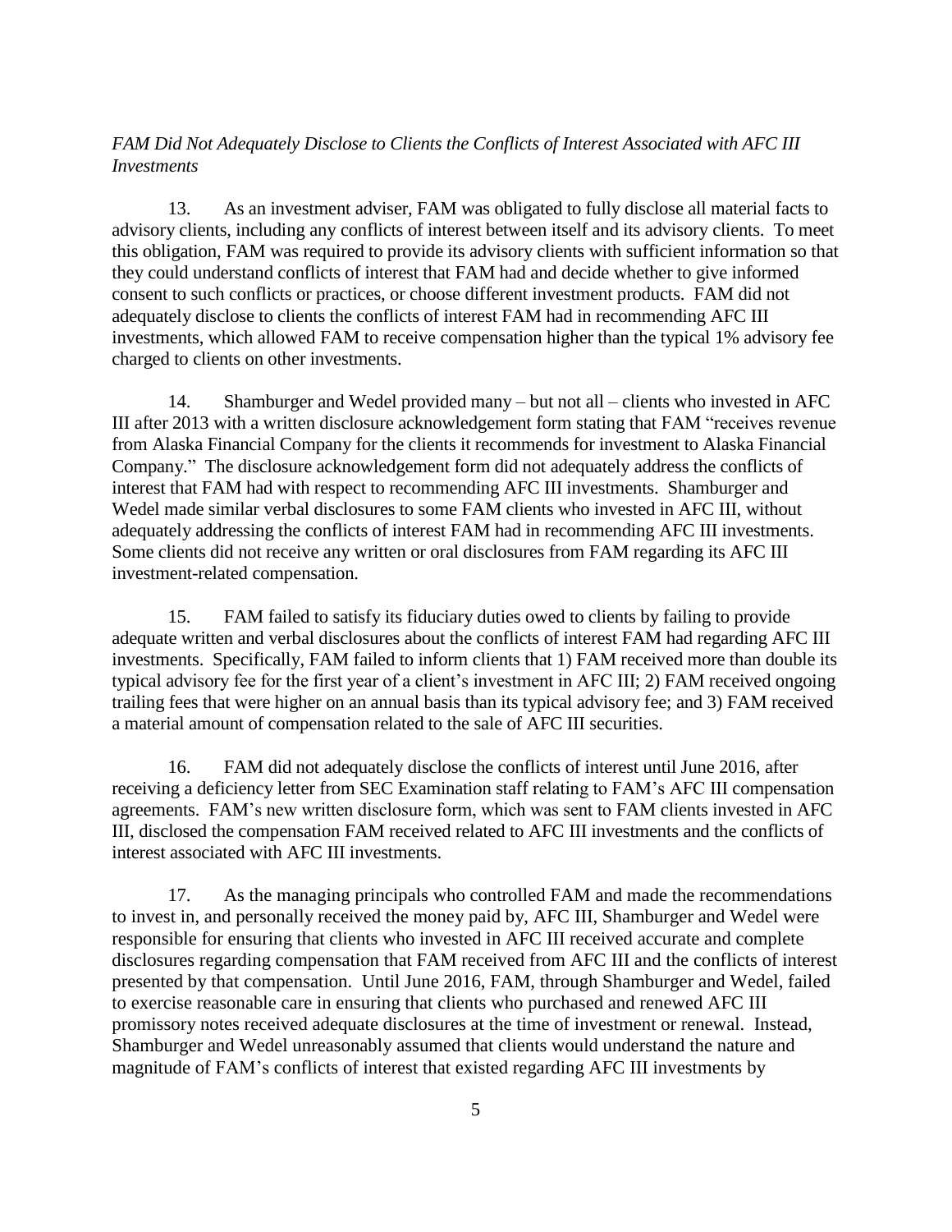*FAM Did Not Adequately Disclose to Clients the Conflicts of Interest Associated with AFC III Investments*

13. As an investment adviser, FAM was obligated to fully disclose all material facts to advisory clients, including any conflicts of interest between itself and its advisory clients. To meet this obligation, FAM was required to provide its advisory clients with sufficient information so that they could understand conflicts of interest that FAM had and decide whether to give informed consent to such conflicts or practices, or choose different investment products. FAM did not adequately disclose to clients the conflicts of interest FAM had in recommending AFC III investments, which allowed FAM to receive compensation higher than the typical 1% advisory fee charged to clients on other investments.

14. Shamburger and Wedel provided many – but not all – clients who invested in AFC III after 2013 with a written disclosure acknowledgement form stating that FAM "receives revenue from Alaska Financial Company for the clients it recommends for investment to Alaska Financial Company." The disclosure acknowledgement form did not adequately address the conflicts of interest that FAM had with respect to recommending AFC III investments. Shamburger and Wedel made similar verbal disclosures to some FAM clients who invested in AFC III, without adequately addressing the conflicts of interest FAM had in recommending AFC III investments. Some clients did not receive any written or oral disclosures from FAM regarding its AFC III investment-related compensation.

15. FAM failed to satisfy its fiduciary duties owed to clients by failing to provide adequate written and verbal disclosures about the conflicts of interest FAM had regarding AFC III investments. Specifically, FAM failed to inform clients that 1) FAM received more than double its typical advisory fee for the first year of a client's investment in AFC III; 2) FAM received ongoing trailing fees that were higher on an annual basis than its typical advisory fee; and 3) FAM received a material amount of compensation related to the sale of AFC III securities.

16. FAM did not adequately disclose the conflicts of interest until June 2016, after receiving a deficiency letter from SEC Examination staff relating to FAM's AFC III compensation agreements. FAM's new written disclosure form, which was sent to FAM clients invested in AFC III, disclosed the compensation FAM received related to AFC III investments and the conflicts of interest associated with AFC III investments.

17. As the managing principals who controlled FAM and made the recommendations to invest in, and personally received the money paid by, AFC III, Shamburger and Wedel were responsible for ensuring that clients who invested in AFC III received accurate and complete disclosures regarding compensation that FAM received from AFC III and the conflicts of interest presented by that compensation. Until June 2016, FAM, through Shamburger and Wedel, failed to exercise reasonable care in ensuring that clients who purchased and renewed AFC III promissory notes received adequate disclosures at the time of investment or renewal. Instead, Shamburger and Wedel unreasonably assumed that clients would understand the nature and magnitude of FAM's conflicts of interest that existed regarding AFC III investments by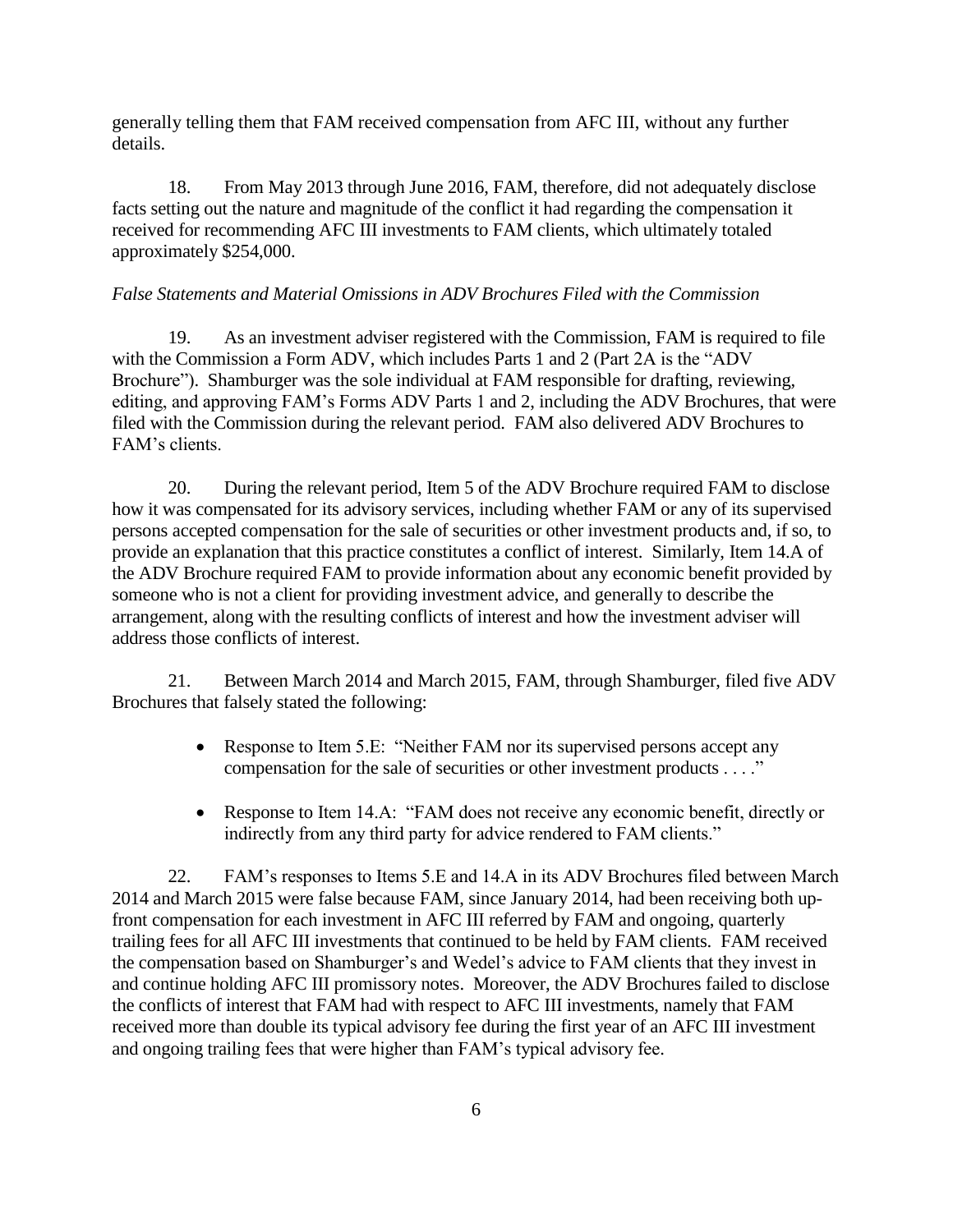generally telling them that FAM received compensation from AFC III, without any further details.

18. From May 2013 through June 2016, FAM, therefore, did not adequately disclose facts setting out the nature and magnitude of the conflict it had regarding the compensation it received for recommending AFC III investments to FAM clients, which ultimately totaled approximately $254,000.

*False Statements and Material Omissions in ADV Brochures Filed with the Commission*

19. As an investment adviser registered with the Commission, FAM is required to file with the Commission a Form ADV, which includes Parts 1 and 2 (Part 2A is the "ADV Brochure"). Shamburger was the sole individual at FAM responsible for drafting, reviewing, editing, and approving FAM's Forms ADV Parts 1 and 2, including the ADV Brochures, that were filed with the Commission during the relevant period. FAM also delivered ADV Brochures to FAM's clients.

20. During the relevant period, Item 5 of the ADV Brochure required FAM to disclose how it was compensated for its advisory services, including whether FAM or any of its supervised persons accepted compensation for the sale of securities or other investment products and, if so, to provide an explanation that this practice constitutes a conflict of interest. Similarly, Item 14.A of the ADV Brochure required FAM to provide information about any economic benefit provided by someone who is not a client for providing investment advice, and generally to describe the arrangement, along with the resulting conflicts of interest and how the investment adviser will address those conflicts of interest.

21. Between March 2014 and March 2015, FAM, through Shamburger, filed five ADV Brochures that falsely stated the following:

- Response to Item 5.E: "Neither FAM nor its supervised persons accept any compensation for the sale of securities or other investment products . . . ."
- Response to Item 14.A: "FAM does not receive any economic benefit, directly or indirectly from any third party for advice rendered to FAM clients."

22. FAM's responses to Items 5.E and 14.A in its ADV Brochures filed between March 2014 and March 2015 were false because FAM, since January 2014, had been receiving both up-front compensation for each investment in AFC III referred by FAM and ongoing, quarterly trailing fees for all AFC III investments that continued to be held by FAM clients. FAM received the compensation based on Shamburger's and Wedel's advice to FAM clients that they invest in and continue holding AFC III promissory notes. Moreover, the ADV Brochures failed to disclose the conflicts of interest that FAM had with respect to AFC III investments, namely that FAM received more than double its typical advisory fee during the first year of an AFC III investment and ongoing trailing fees that were higher than FAM's typical advisory fee.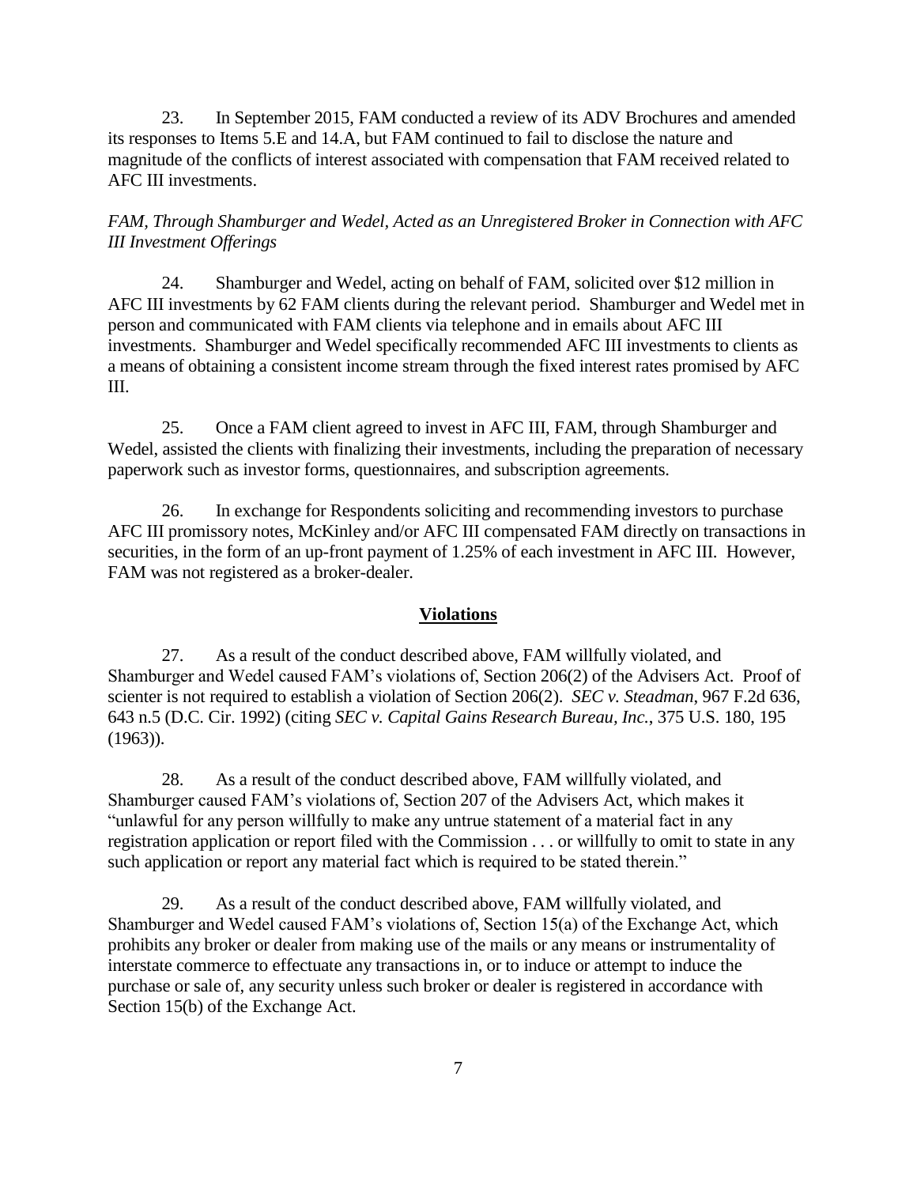23. In September 2015, FAM conducted a review of its ADV Brochures and amended its responses to Items 5.E and 14.A, but FAM continued to fail to disclose the nature and magnitude of the conflicts of interest associated with compensation that FAM received related to AFC III investments.

*FAM, Through Shamburger and Wedel, Acted as an Unregistered Broker in Connection with AFC III Investment Offerings*

24. Shamburger and Wedel, acting on behalf of FAM, solicited over $12 million in AFC III investments by 62 FAM clients during the relevant period. Shamburger and Wedel met in person and communicated with FAM clients via telephone and in emails about AFC III investments. Shamburger and Wedel specifically recommended AFC III investments to clients as a means of obtaining a consistent income stream through the fixed interest rates promised by AFC III.

25. Once a FAM client agreed to invest in AFC III, FAM, through Shamburger and Wedel, assisted the clients with finalizing their investments, including the preparation of necessary paperwork such as investor forms, questionnaires, and subscription agreements.

26. In exchange for Respondents soliciting and recommending investors to purchase AFC III promissory notes, McKinley and/or AFC III compensated FAM directly on transactions in securities, in the form of an up-front payment of 1.25% of each investment in AFC III. However, FAM was not registered as a broker-dealer.

## **Violations**

27. As a result of the conduct described above, FAM willfully violated, and Shamburger and Wedel caused FAM's violations of, Section 206(2) of the Advisers Act. Proof of scienter is not required to establish a violation of Section 206(2). *SEC v. Steadman*, 967 F.2d 636, 643 n.5 (D.C. Cir. 1992) (citing *SEC v. Capital Gains Research Bureau, Inc.*, 375 U.S. 180, 195 (1963)).

28. As a result of the conduct described above, FAM willfully violated, and Shamburger caused FAM's violations of, Section 207 of the Advisers Act, which makes it "unlawful for any person willfully to make any untrue statement of a material fact in any registration application or report filed with the Commission . . . or willfully to omit to state in any such application or report any material fact which is required to be stated therein."

29. As a result of the conduct described above, FAM willfully violated, and Shamburger and Wedel caused FAM's violations of, Section 15(a) of the Exchange Act, which prohibits any broker or dealer from making use of the mails or any means or instrumentality of interstate commerce to effectuate any transactions in, or to induce or attempt to induce the purchase or sale of, any security unless such broker or dealer is registered in accordance with Section 15(b) of the Exchange Act.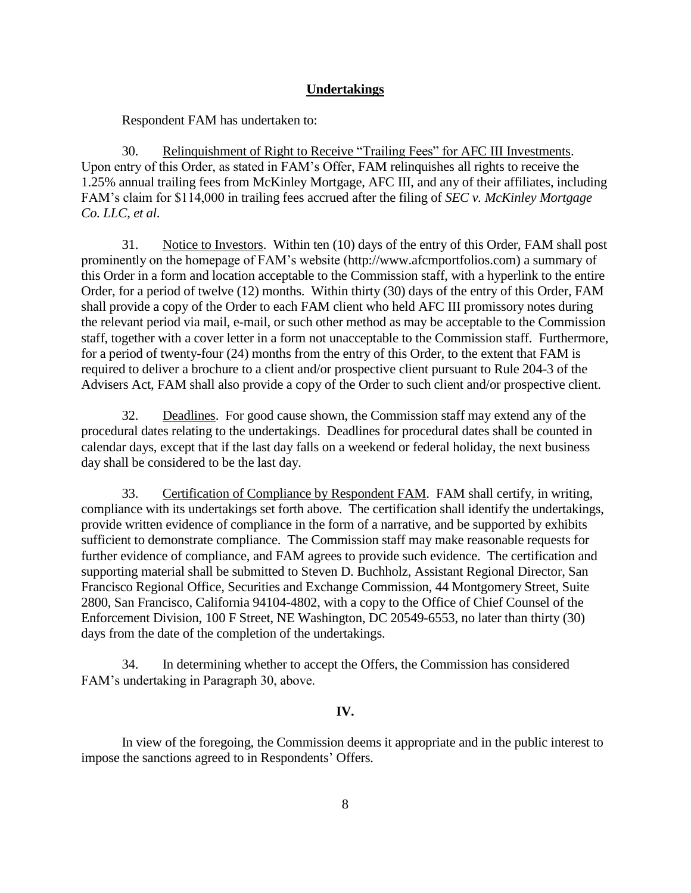**Undertakings**

Respondent FAM has undertaken to:

30. Relinquishment of Right to Receive "Trailing Fees" for AFC III Investments. Upon entry of this Order, as stated in FAM's Offer, FAM relinquishes all rights to receive the 1.25% annual trailing fees from McKinley Mortgage, AFC III, and any of their affiliates, including FAM's claim for $114,000 in trailing fees accrued after the filing of *SEC v. McKinley Mortgage Co. LLC, et al*.

31. Notice to Investors. Within ten (10) days of the entry of this Order, FAM shall post prominently on the homepage of FAM's website (http://www.afcmportfolios.com) a summary of this Order in a form and location acceptable to the Commission staff, with a hyperlink to the entire Order, for a period of twelve (12) months. Within thirty (30) days of the entry of this Order, FAM shall provide a copy of the Order to each FAM client who held AFC III promissory notes during the relevant period via mail, e-mail, or such other method as may be acceptable to the Commission staff, together with a cover letter in a form not unacceptable to the Commission staff. Furthermore, for a period of twenty-four (24) months from the entry of this Order, to the extent that FAM is required to deliver a brochure to a client and/or prospective client pursuant to Rule 204-3 of the Advisers Act, FAM shall also provide a copy of the Order to such client and/or prospective client.

32. Deadlines. For good cause shown, the Commission staff may extend any of the procedural dates relating to the undertakings. Deadlines for procedural dates shall be counted in calendar days, except that if the last day falls on a weekend or federal holiday, the next business day shall be considered to be the last day.

33. Certification of Compliance by Respondent FAM. FAM shall certify, in writing, compliance with its undertakings set forth above. The certification shall identify the undertakings, provide written evidence of compliance in the form of a narrative, and be supported by exhibits sufficient to demonstrate compliance. The Commission staff may make reasonable requests for further evidence of compliance, and FAM agrees to provide such evidence. The certification and supporting material shall be submitted to Steven D. Buchholz, Assistant Regional Director, San Francisco Regional Office, Securities and Exchange Commission, 44 Montgomery Street, Suite 2800, San Francisco, California 94104-4802, with a copy to the Office of Chief Counsel of the Enforcement Division, 100 F Street, NE Washington, DC 20549-6553, no later than thirty (30) days from the date of the completion of the undertakings.

34. In determining whether to accept the Offers, the Commission has considered FAM's undertaking in Paragraph 30, above.

**IV.**

In view of the foregoing, the Commission deems it appropriate and in the public interest to impose the sanctions agreed to in Respondents' Offers.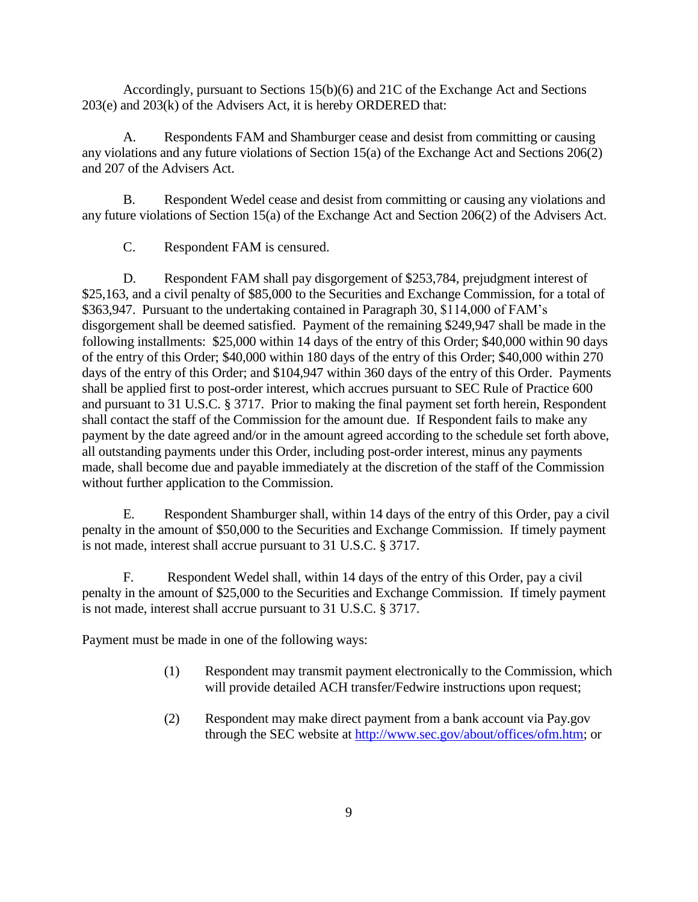Accordingly, pursuant to Sections 15(b)(6) and 21C of the Exchange Act and Sections 203(e) and 203(k) of the Advisers Act, it is hereby ORDERED that:

A. Respondents FAM and Shamburger cease and desist from committing or causing any violations and any future violations of Section 15(a) of the Exchange Act and Sections 206(2) and 207 of the Advisers Act.

B. Respondent Wedel cease and desist from committing or causing any violations and any future violations of Section 15(a) of the Exchange Act and Section 206(2) of the Advisers Act.

C. Respondent FAM is censured.

D. Respondent FAM shall pay disgorgement of $253,784, prejudgment interest of $25,163, and a civil penalty of $85,000 to the Securities and Exchange Commission, for a total of $363,947. Pursuant to the undertaking contained in Paragraph 30, $114,000 of FAM's disgorgement shall be deemed satisfied. Payment of the remaining $249,947 shall be made in the following installments: $25,000 within 14 days of the entry of this Order; $40,000 within 90 days of the entry of this Order; $40,000 within 180 days of the entry of this Order; $40,000 within 270 days of the entry of this Order; and $104,947 within 360 days of the entry of this Order. Payments shall be applied first to post-order interest, which accrues pursuant to SEC Rule of Practice 600 and pursuant to 31 U.S.C. § 3717. Prior to making the final payment set forth herein, Respondent shall contact the staff of the Commission for the amount due. If Respondent fails to make any payment by the date agreed and/or in the amount agreed according to the schedule set forth above, all outstanding payments under this Order, including post-order interest, minus any payments made, shall become due and payable immediately at the discretion of the staff of the Commission without further application to the Commission.

E. Respondent Shamburger shall, within 14 days of the entry of this Order, pay a civil penalty in the amount of $50,000 to the Securities and Exchange Commission. If timely payment is not made, interest shall accrue pursuant to 31 U.S.C. § 3717.

F. Respondent Wedel shall, within 14 days of the entry of this Order, pay a civil penalty in the amount of $25,000 to the Securities and Exchange Commission. If timely payment is not made, interest shall accrue pursuant to 31 U.S.C. § 3717.

Payment must be made in one of the following ways:

(1) Respondent may transmit payment electronically to the Commission, which will provide detailed ACH transfer/Fedwire instructions upon request;

(2) Respondent may make direct payment from a bank account via Pay.gov through the SEC website at http://www.sec.gov/about/offices/ofm.htm; or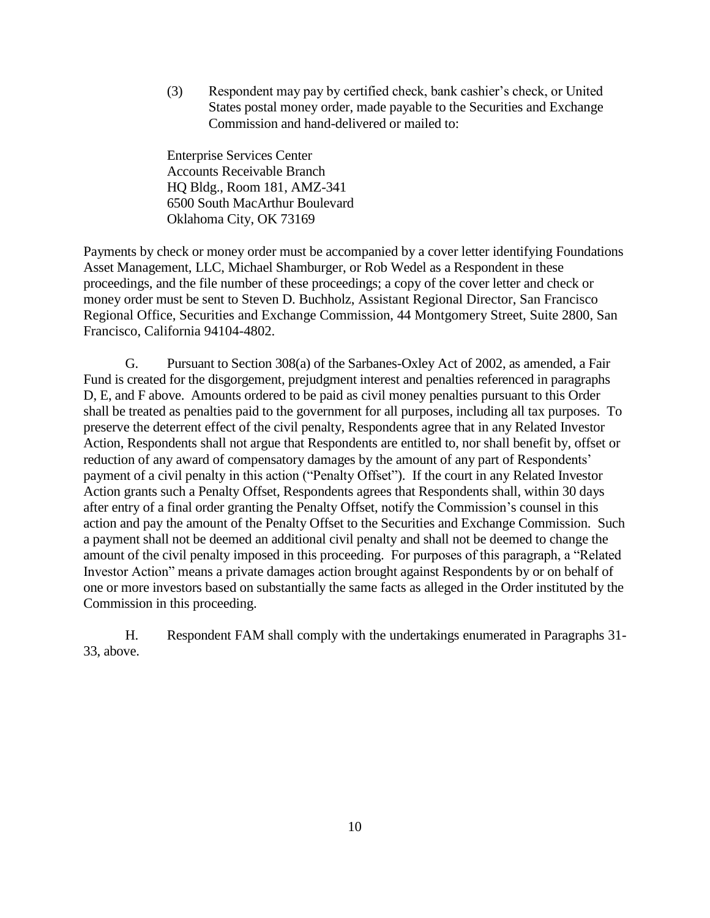(3) Respondent may pay by certified check, bank cashier's check, or United States postal money order, made payable to the Securities and Exchange Commission and hand-delivered or mailed to:

Enterprise Services Center  
Accounts Receivable Branch  
HQ Bldg., Room 181, AMZ-341  
6500 South MacArthur Boulevard  
Oklahoma City, OK 73169

Payments by check or money order must be accompanied by a cover letter identifying Foundations Asset Management, LLC, Michael Shamburger, or Rob Wedel as a Respondent in these proceedings, and the file number of these proceedings; a copy of the cover letter and check or money order must be sent to Steven D. Buchholz, Assistant Regional Director, San Francisco Regional Office, Securities and Exchange Commission, 44 Montgomery Street, Suite 2800, San Francisco, California 94104-4802.

G. Pursuant to Section 308(a) of the Sarbanes-Oxley Act of 2002, as amended, a Fair Fund is created for the disgorgement, prejudgment interest and penalties referenced in paragraphs D, E, and F above. Amounts ordered to be paid as civil money penalties pursuant to this Order shall be treated as penalties paid to the government for all purposes, including all tax purposes. To preserve the deterrent effect of the civil penalty, Respondents agree that in any Related Investor Action, Respondents shall not argue that Respondents are entitled to, nor shall benefit by, offset or reduction of any award of compensatory damages by the amount of any part of Respondents' payment of a civil penalty in this action ("Penalty Offset"). If the court in any Related Investor Action grants such a Penalty Offset, Respondents agrees that Respondents shall, within 30 days after entry of a final order granting the Penalty Offset, notify the Commission's counsel in this action and pay the amount of the Penalty Offset to the Securities and Exchange Commission. Such a payment shall not be deemed an additional civil penalty and shall not be deemed to change the amount of the civil penalty imposed in this proceeding. For purposes of this paragraph, a "Related Investor Action" means a private damages action brought against Respondents by or on behalf of one or more investors based on substantially the same facts as alleged in the Order instituted by the Commission in this proceeding.

H. Respondent FAM shall comply with the undertakings enumerated in Paragraphs 31-33, above.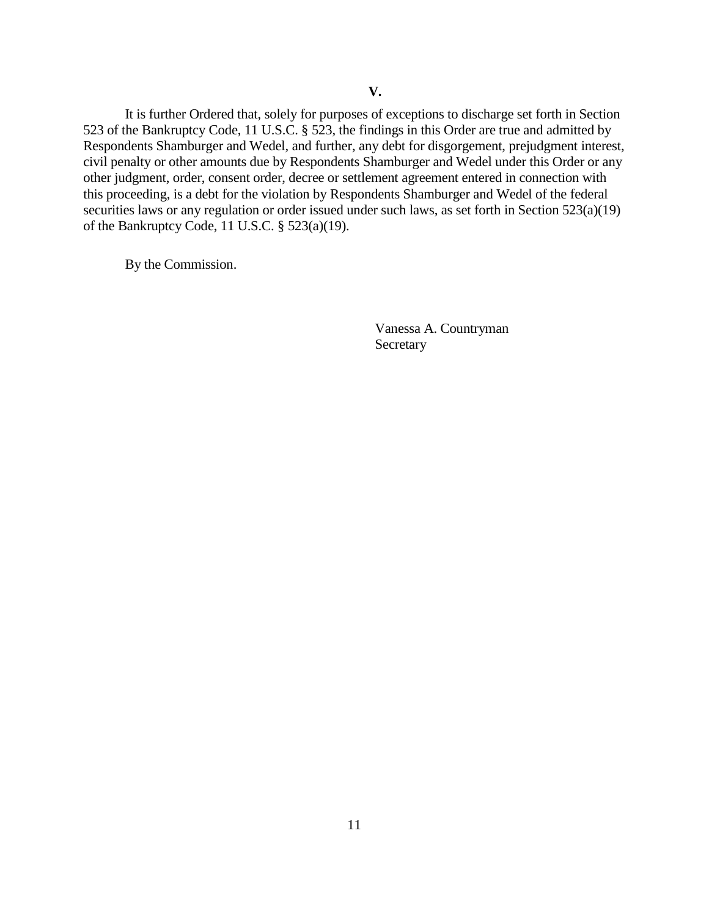**V.**

It is further Ordered that, solely for purposes of exceptions to discharge set forth in Section 523 of the Bankruptcy Code, 11 U.S.C. § 523, the findings in this Order are true and admitted by Respondents Shamburger and Wedel, and further, any debt for disgorgement, prejudgment interest, civil penalty or other amounts due by Respondents Shamburger and Wedel under this Order or any other judgment, order, consent order, decree or settlement agreement entered in connection with this proceeding, is a debt for the violation by Respondents Shamburger and Wedel of the federal securities laws or any regulation or order issued under such laws, as set forth in Section 523(a)(19) of the Bankruptcy Code, 11 U.S.C. § 523(a)(19).

By the Commission.

Vanessa A. Countryman
Secretary